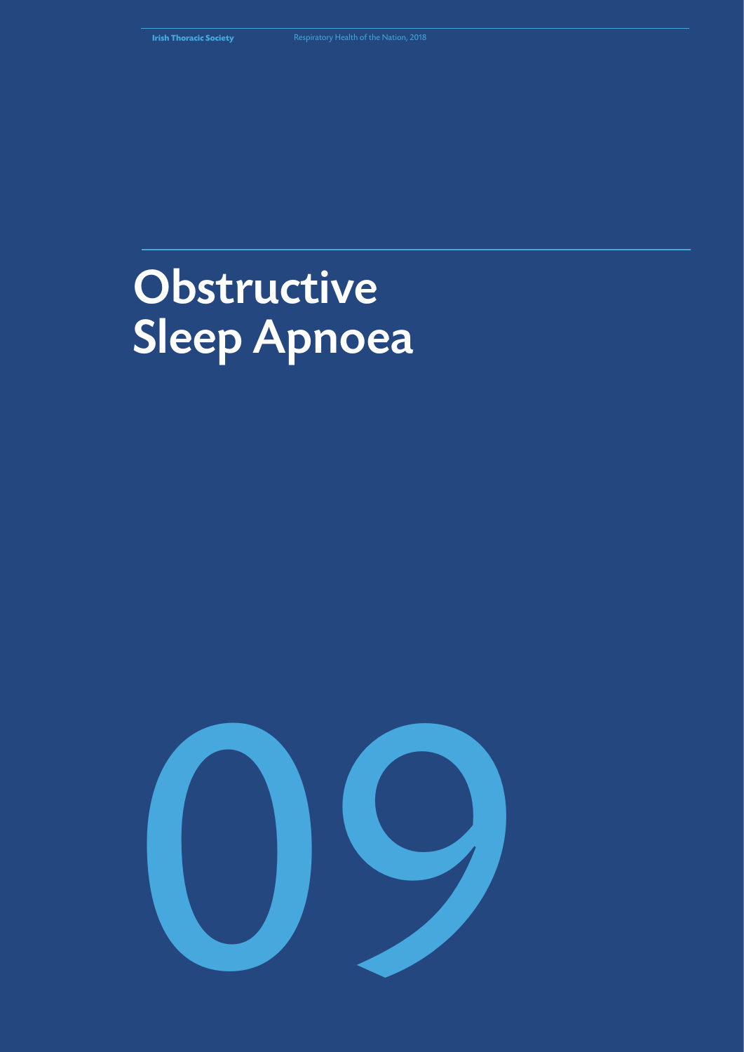# Obstructive Sleep Apnoea

09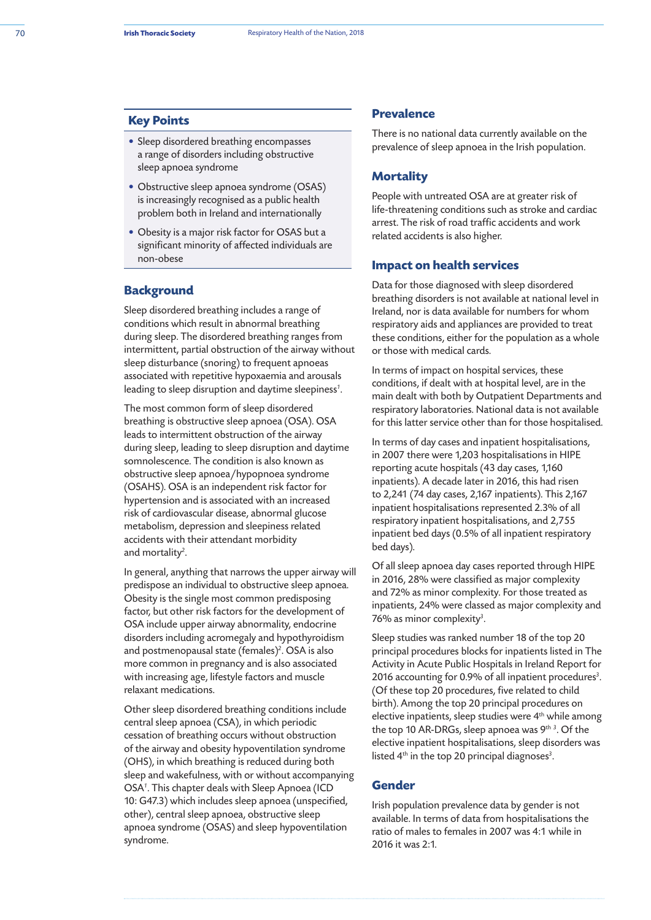## Key Points

- Sleep disordered breathing encompasses a range of disorders including obstructive sleep apnoea syndrome
- Obstructive sleep apnoea syndrome (OSAS) is increasingly recognised as a public health problem both in Ireland and internationally
- Obesity is a major risk factor for OSAS but a significant minority of affected individuals are non-obese

## Background

Sleep disordered breathing includes a range of conditions which result in abnormal breathing during sleep. The disordered breathing ranges from intermittent, partial obstruction of the airway without sleep disturbance (snoring) to frequent apnoeas associated with repetitive hypoxaemia and arousals leading to sleep disruption and daytime sleepiness[1].

The most common form of sleep disordered breathing is obstructive sleep apnoea (OSA). OSA leads to intermittent obstruction of the airway during sleep, leading to sleep disruption and daytime somnolescence. The condition is also known as obstructive sleep apnoea/hypopnoea syndrome (OSAHS). OSA is an independent risk factor for hypertension and is associated with an increased risk of cardiovascular disease, abnormal glucose metabolism, depression and sleepiness related accidents with their attendant morbidity and mortality[2].

In general, anything that narrows the upper airway will predispose an individual to obstructive sleep apnoea. Obesity is the single most common predisposing factor, but other risk factors for the development of OSA include upper airway abnormality, endocrine disorders including acromegaly and hypothyroidism and postmenopausal state (females)[2]. OSA is also more common in pregnancy and is also associated with increasing age, lifestyle factors and muscle relaxant medications.

Other sleep disordered breathing conditions include central sleep apnoea (CSA), in which periodic cessation of breathing occurs without obstruction of the airway and obesity hypoventilation syndrome (OHS), in which breathing is reduced during both sleep and wakefulness, with or without accompanying OSA[1]. This chapter deals with Sleep Apnoea (ICD 10: G47.3) which includes sleep apnoea (unspecified, other), central sleep apnoea, obstructive sleep apnoea syndrome (OSAS) and sleep hypoventilation syndrome.

## Prevalence

There is no national data currently available on the prevalence of sleep apnoea in the Irish population.

## Mortality

People with untreated OSA are at greater risk of life-threatening conditions such as stroke and cardiac arrest. The risk of road traffic accidents and work related accidents is also higher.

## Impact on health services

Data for those diagnosed with sleep disordered breathing disorders is not available at national level in Ireland, nor is data available for numbers for whom respiratory aids and appliances are provided to treat these conditions, either for the population as a whole or those with medical cards.

In terms of impact on hospital services, these conditions, if dealt with at hospital level, are in the main dealt with both by Outpatient Departments and respiratory laboratories. National data is not available for this latter service other than for those hospitalised.

In terms of day cases and inpatient hospitalisations, in 2007 there were 1,203 hospitalisations in HIPE reporting acute hospitals (43 day cases, 1,160 inpatients). A decade later in 2016, this had risen to 2,241 (74 day cases, 2,167 inpatients). This 2,167 inpatient hospitalisations represented 2.3% of all respiratory inpatient hospitalisations, and 2,755 inpatient bed days (0.5% of all inpatient respiratory bed days).

Of all sleep apnoea day cases reported through HIPE in 2016, 28% were classified as major complexity and 72% as minor complexity. For those treated as inpatients, 24% were classed as major complexity and 76% as minor complexity[3].

Sleep studies was ranked number 18 of the top 20 principal procedures blocks for inpatients listed in The Activity in Acute Public Hospitals in Ireland Report for 2016 accounting for 0.9% of all inpatient procedures[3]. (Of these top 20 procedures, five related to child birth). Among the top 20 principal procedures on elective inpatients, sleep studies were 4th while among the top 10 AR-DRGs, sleep apnoea was 9th [3]. Of the elective inpatient hospitalisations, sleep disorders was listed 4th in the top 20 principal diagnoses[3].

## Gender

Irish population prevalence data by gender is not available. In terms of data from hospitalisations the ratio of males to females in 2007 was 4:1 while in 2016 it was 2:1.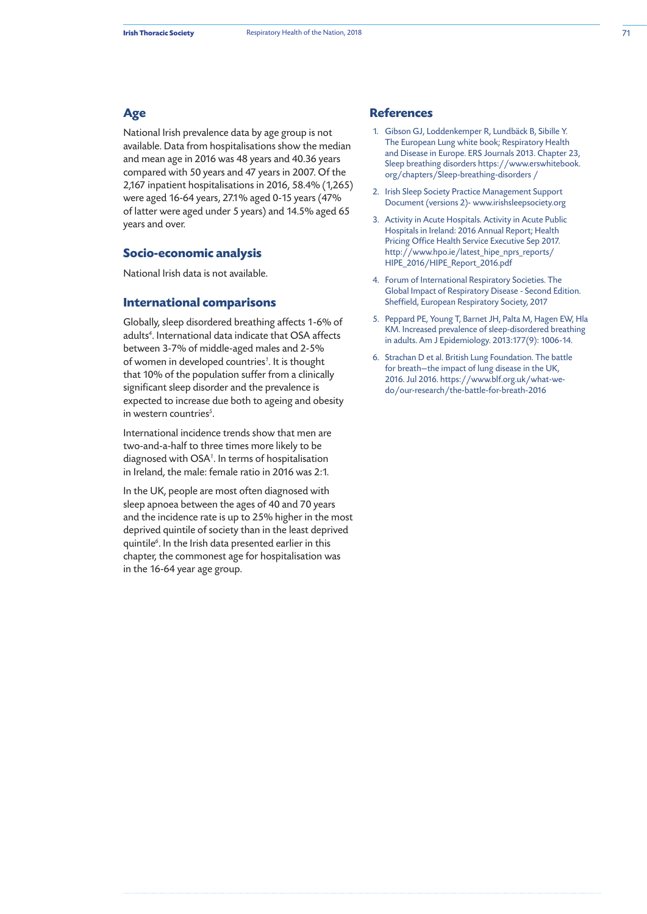## Age

National Irish prevalence data by age group is not available. Data from hospitalisations show the median and mean age in 2016 was 48 years and 40.36 years compared with 50 years and 47 years in 2007. Of the 2,167 inpatient hospitalisations in 2016, 58.4% (1,265) were aged 16-64 years, 27.1% aged 0-15 years (47% of latter were aged under 5 years) and 14.5% aged 65 years and over.

## Socio-economic analysis

National Irish data is not available.

## International comparisons

Globally, sleep disordered breathing affects 1-6% of adults[4]. International data indicate that OSA affects between 3-7% of middle-aged males and 2-5% of women in developed countries[1]. It is thought that 10% of the population suffer from a clinically significant sleep disorder and the prevalence is expected to increase due both to ageing and obesity in western countries[5].

International incidence trends show that men are two-and-a-half to three times more likely to be diagnosed with OSA[1]. In terms of hospitalisation in Ireland, the male: female ratio in 2016 was 2:1.

In the UK, people are most often diagnosed with sleep apnoea between the ages of 40 and 70 years and the incidence rate is up to 25% higher in the most deprived quintile of society than in the least deprived quintile[6]. In the Irish data presented earlier in this chapter, the commonest age for hospitalisation was in the 16-64 year age group.

## References

1. Gibson GJ, Loddenkemper R, Lundbäck B, Sibille Y. The European Lung white book; Respiratory Health and Disease in Europe. ERS Journals 2013. Chapter 23, Sleep breathing disorders https://www.erswhitebook.org/chapters/Sleep-breathing-disorders /
2. Irish Sleep Society Practice Management Support Document (versions 2)- www.irishsleepsociety.org
3. Activity in Acute Hospitals. Activity in Acute Public Hospitals in Ireland: 2016 Annual Report; Health Pricing Office Health Service Executive Sep 2017. http://www.hpo.ie/latest_hipe_nprs_reports/HIPE_2016/HIPE_Report_2016.pdf
4. Forum of International Respiratory Societies. The Global Impact of Respiratory Disease - Second Edition. Sheffield, European Respiratory Society, 2017
5. Peppard PE, Young T, Barnet JH, Palta M, Hagen EW, Hla KM. Increased prevalence of sleep-disordered breathing in adults. Am J Epidemiology. 2013:177(9): 1006-14.
6. Strachan D et al. British Lung Foundation. The battle for breath—the impact of lung disease in the UK, 2016. Jul 2016. https://www.blf.org.uk/what-we-do/our-research/the-battle-for-breath-2016